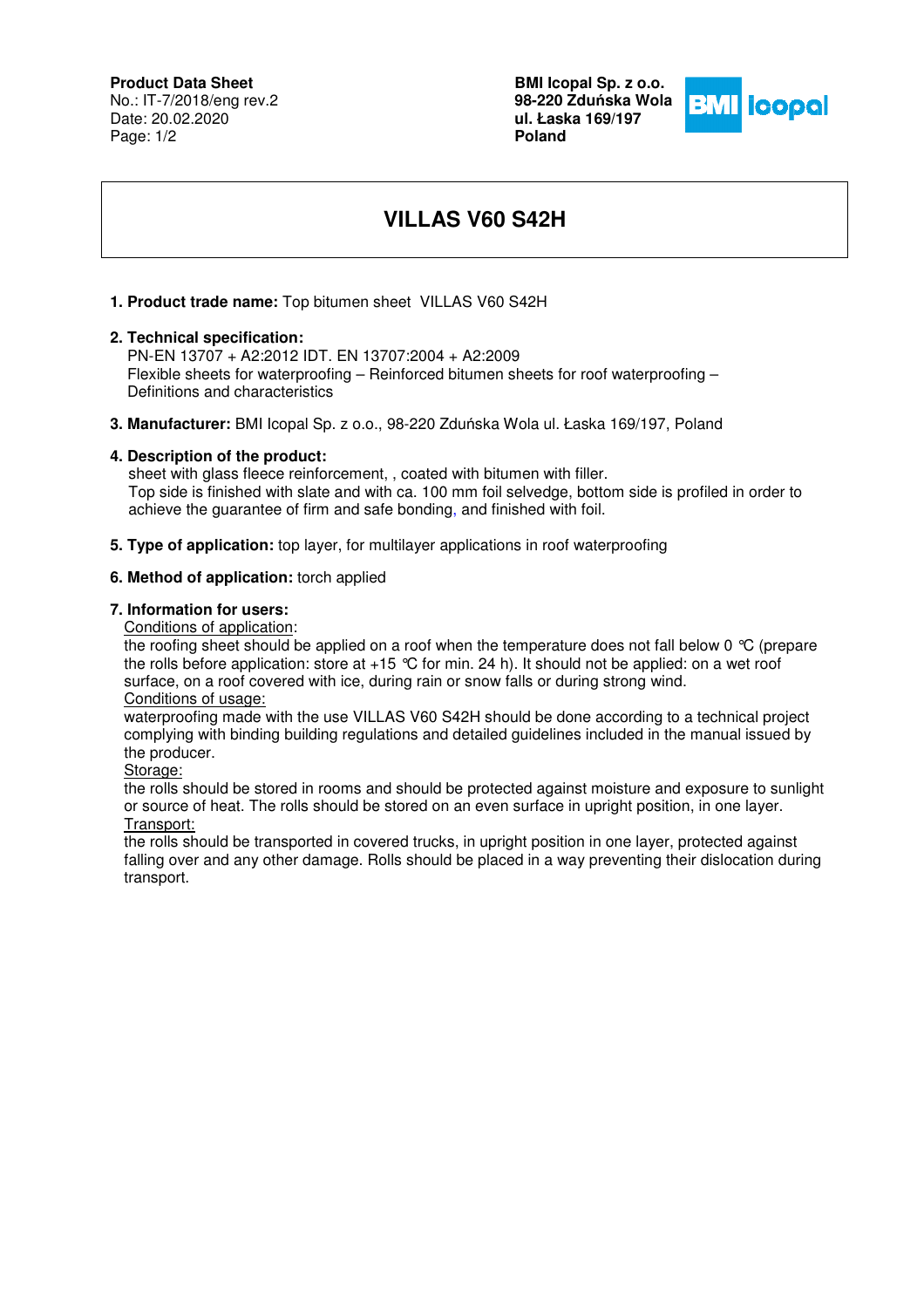**Product Data Sheet**
No.: IT-7/2018/eng rev.2
Date: 20.02.2020

**BMI Icopal Sp. z o.o.**
**98-220 Zduńska Wola**
**ul. Łaska 169/197**
**Poland**

# VILLAS V60 S42H

**1. Product trade name:** Top bitumen sheet VILLAS V60 S42H

**2. Technical specification:**
PN-EN 13707 + A2:2012 IDT. EN 13707:2004 + A2:2009
Flexible sheets for waterproofing – Reinforced bitumen sheets for roof waterproofing – Definitions and characteristics

**3. Manufacturer:** BMI Icopal Sp. z o.o., 98-220 Zduńska Wola ul. Łaska 169/197, Poland

**4. Description of the product:**
sheet with glass fleece reinforcement, , coated with bitumen with filler.
Top side is finished with slate and with ca. 100 mm foil selvedge, bottom side is profiled in order to achieve the guarantee of firm and safe bonding, and finished with foil.

**5. Type of application:** top layer, for multilayer applications in roof waterproofing

**6. Method of application:** torch applied

**7. Information for users:**

Conditions of application:
the roofing sheet should be applied on a roof when the temperature does not fall below 0 ℃ (prepare the rolls before application: store at +15 ℃ for min. 24 h). It should not be applied: on a wet roof surface, on a roof covered with ice, during rain or snow falls or during strong wind.

Conditions of usage:
waterproofing made with the use VILLAS V60 S42H should be done according to a technical project complying with binding building regulations and detailed guidelines included in the manual issued by the producer.

Storage:
the rolls should be stored in rooms and should be protected against moisture and exposure to sunlight or source of heat. The rolls should be stored on an even surface in upright position, in one layer.

Transport:
the rolls should be transported in covered trucks, in upright position in one layer, protected against falling over and any other damage. Rolls should be placed in a way preventing their dislocation during transport.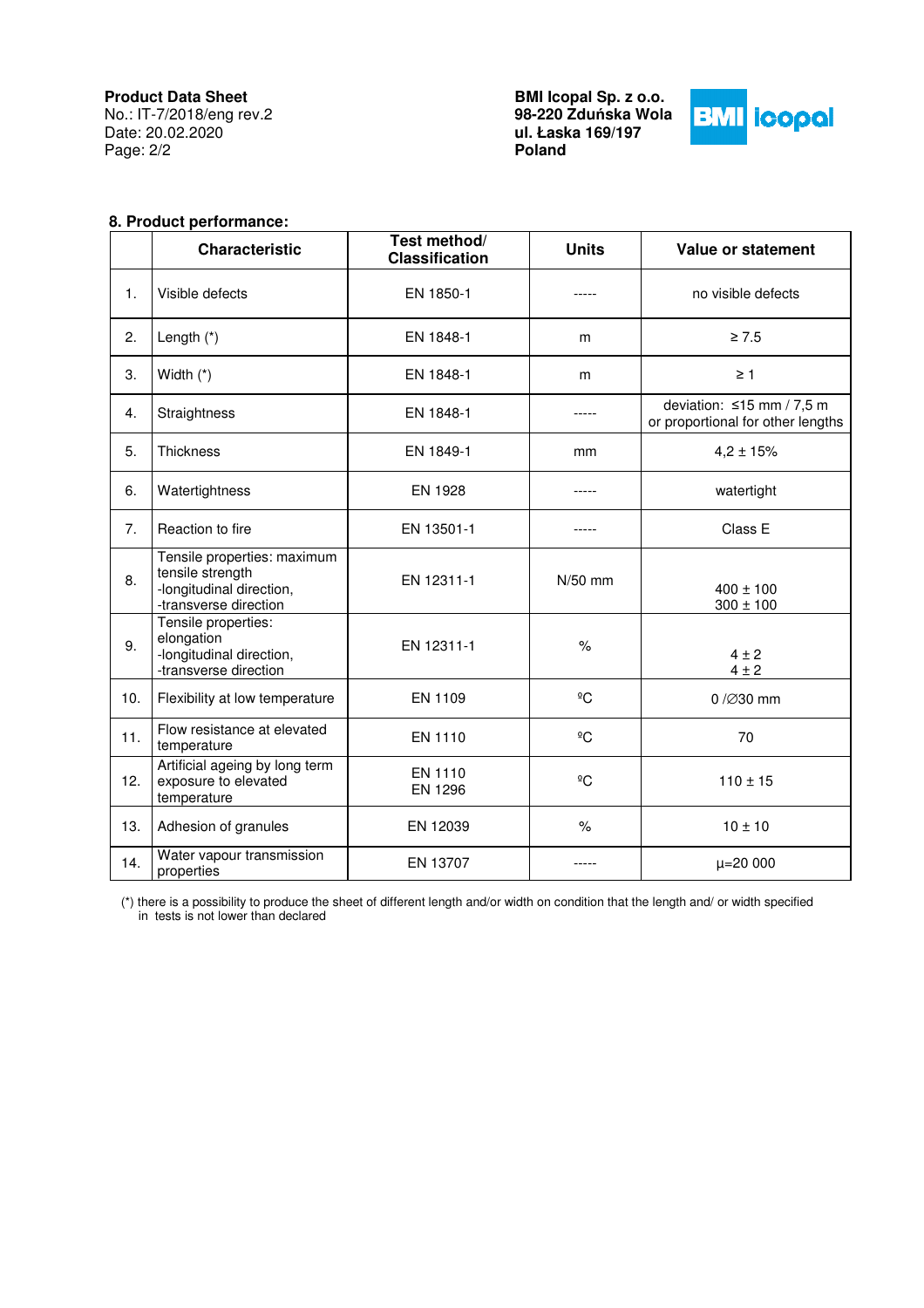**Product Data Sheet**
No.: IT-7/2018/eng rev.2
Date: 20.02.2020
Page: 2/2

**BMI Icopal Sp. z o.o.**
**98-220 Zduńska Wola**
**ul. Łaska 169/197**
**Poland**

## 8. Product performance:

| | Characteristic | Test method/ Classification | Units | Value or statement |
|---|---|---|---|---|
| 1. | Visible defects | EN 1850-1 | ----- | no visible defects |
| 2. | Length (*) | EN 1848-1 | m | ≥ 7.5 |
| 3. | Width (*) | EN 1848-1 | m | ≥ 1 |
| 4. | Straightness | EN 1848-1 | ----- | deviation: ≤15 mm / 7,5 m or proportional for other lengths |
| 5. | Thickness | EN 1849-1 | mm | 4,2 ± 15% |
| 6. | Watertightness | EN 1928 | ----- | watertight |
| 7. | Reaction to fire | EN 13501-1 | ----- | Class E |
| 8. | Tensile properties: maximum tensile strength -longitudinal direction, -transverse direction | EN 12311-1 | N/50 mm | 400 ± 100 300 ± 100 |
| 9. | Tensile properties: elongation -longitudinal direction, -transverse direction | EN 12311-1 | % | 4 ± 2 4 ± 2 |
| 10. | Flexibility at low temperature | EN 1109 | ºC | 0 /∅30 mm |
| 11. | Flow resistance at elevated temperature | EN 1110 | ºC | 70 |
| 12. | Artificial ageing by long term exposure to elevated temperature | EN 1110 EN 1296 | ºC | 110 ± 15 |
| 13. | Adhesion of granules | EN 12039 | % | 10 ± 10 |
| 14. | Water vapour transmission properties | EN 13707 | ----- | μ=20 000 |

(*) there is a possibility to produce the sheet of different length and/or width on condition that the length and/ or width specified in tests is not lower than declared